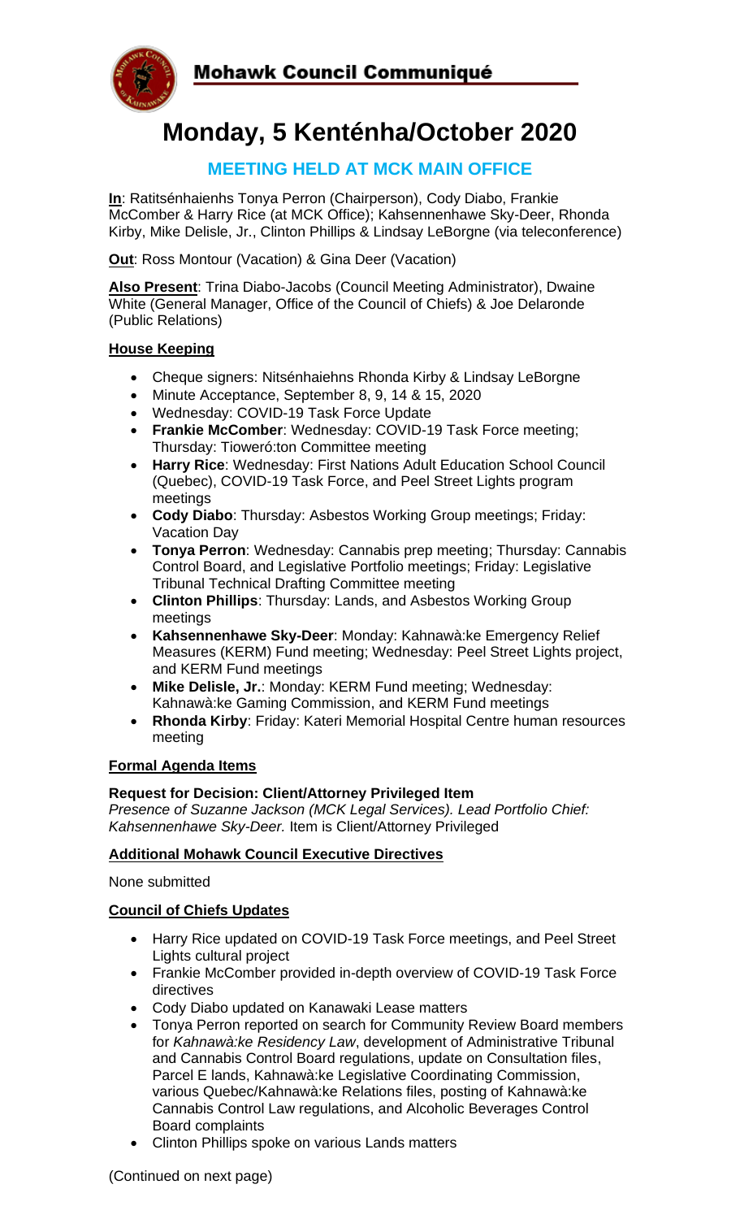**Mohawk Council Communiqué**

# Monday, 5 Kenténha/October 2020

## MEETING HELD AT MCK MAIN OFFICE

**In**: Ratitsénhaienhs Tonya Perron (Chairperson), Cody Diabo, Frankie McComber & Harry Rice (at MCK Office); Kahsennenhawe Sky-Deer, Rhonda Kirby, Mike Delisle, Jr., Clinton Phillips & Lindsay LeBorgne (via teleconference)

**Out**: Ross Montour (Vacation) & Gina Deer (Vacation)

**Also Present**: Trina Diabo-Jacobs (Council Meeting Administrator), Dwaine White (General Manager, Office of the Council of Chiefs) & Joe Delaronde (Public Relations)

### House Keeping

- Cheque signers: Nitsénhaiehns Rhonda Kirby & Lindsay LeBorgne
- Minute Acceptance, September 8, 9, 14 & 15, 2020
- Wednesday: COVID-19 Task Force Update
- **Frankie McComber**: Wednesday: COVID-19 Task Force meeting; Thursday: Tioweró:ton Committee meeting
- **Harry Rice**: Wednesday: First Nations Adult Education School Council (Quebec), COVID-19 Task Force, and Peel Street Lights program meetings
- **Cody Diabo**: Thursday: Asbestos Working Group meetings; Friday: Vacation Day
- **Tonya Perron**: Wednesday: Cannabis prep meeting; Thursday: Cannabis Control Board, and Legislative Portfolio meetings; Friday: Legislative Tribunal Technical Drafting Committee meeting
- **Clinton Phillips**: Thursday: Lands, and Asbestos Working Group meetings
- **Kahsennenhawe Sky-Deer**: Monday: Kahnawà:ke Emergency Relief Measures (KERM) Fund meeting; Wednesday: Peel Street Lights project, and KERM Fund meetings
- **Mike Delisle, Jr.**: Monday: KERM Fund meeting; Wednesday: Kahnawà:ke Gaming Commission, and KERM Fund meetings
- **Rhonda Kirby**: Friday: Kateri Memorial Hospital Centre human resources meeting

### Formal Agenda Items

**Request for Decision: Client/Attorney Privileged Item**
*Presence of Suzanne Jackson (MCK Legal Services). Lead Portfolio Chief: Kahsennenhawe Sky-Deer.* Item is Client/Attorney Privileged

### Additional Mohawk Council Executive Directives

None submitted

### Council of Chiefs Updates

- Harry Rice updated on COVID-19 Task Force meetings, and Peel Street Lights cultural project
- Frankie McComber provided in-depth overview of COVID-19 Task Force directives
- Cody Diabo updated on Kanawaki Lease matters
- Tonya Perron reported on search for Community Review Board members for *Kahnawà:ke Residency Law*, development of Administrative Tribunal and Cannabis Control Board regulations, update on Consultation files, Parcel E lands, Kahnawà:ke Legislative Coordinating Commission, various Quebec/Kahnawà:ke Relations files, posting of Kahnawà:ke Cannabis Control Law regulations, and Alcoholic Beverages Control Board complaints
- Clinton Phillips spoke on various Lands matters

(Continued on next page)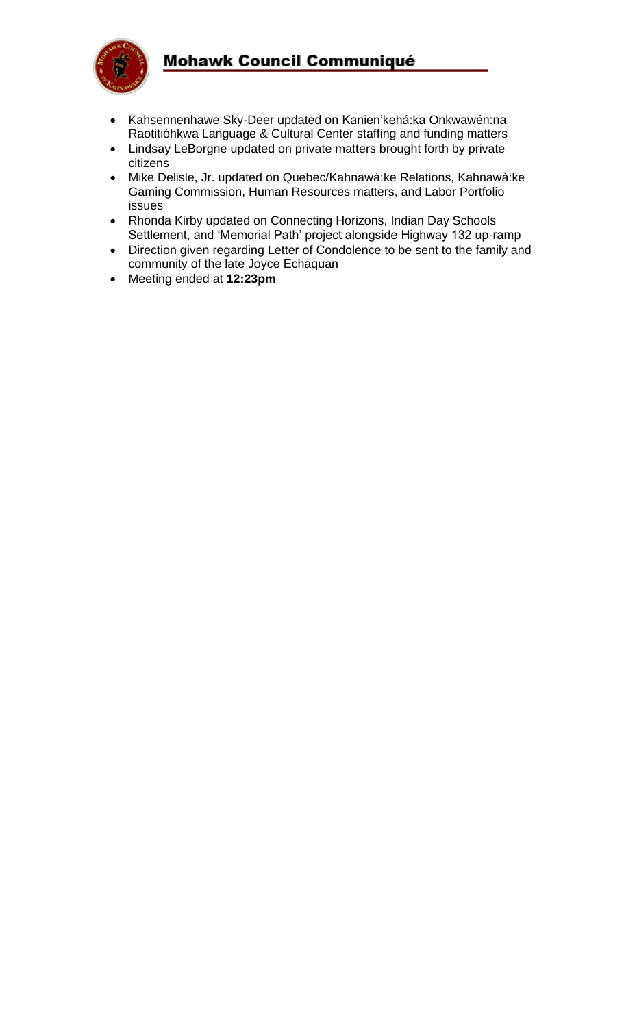- Kahsennenhawe Sky-Deer updated on Kanien'kehá:ka Onkwawén:na Raotitióhkwa Language & Cultural Center staffing and funding matters
- Lindsay LeBorgne updated on private matters brought forth by private citizens
- Mike Delisle, Jr. updated on Quebec/Kahnawà:ke Relations, Kahnawà:ke Gaming Commission, Human Resources matters, and Labor Portfolio issues
- Rhonda Kirby updated on Connecting Horizons, Indian Day Schools Settlement, and 'Memorial Path' project alongside Highway 132 up-ramp
- Direction given regarding Letter of Condolence to be sent to the family and community of the late Joyce Echaquan
- Meeting ended at **12:23pm**